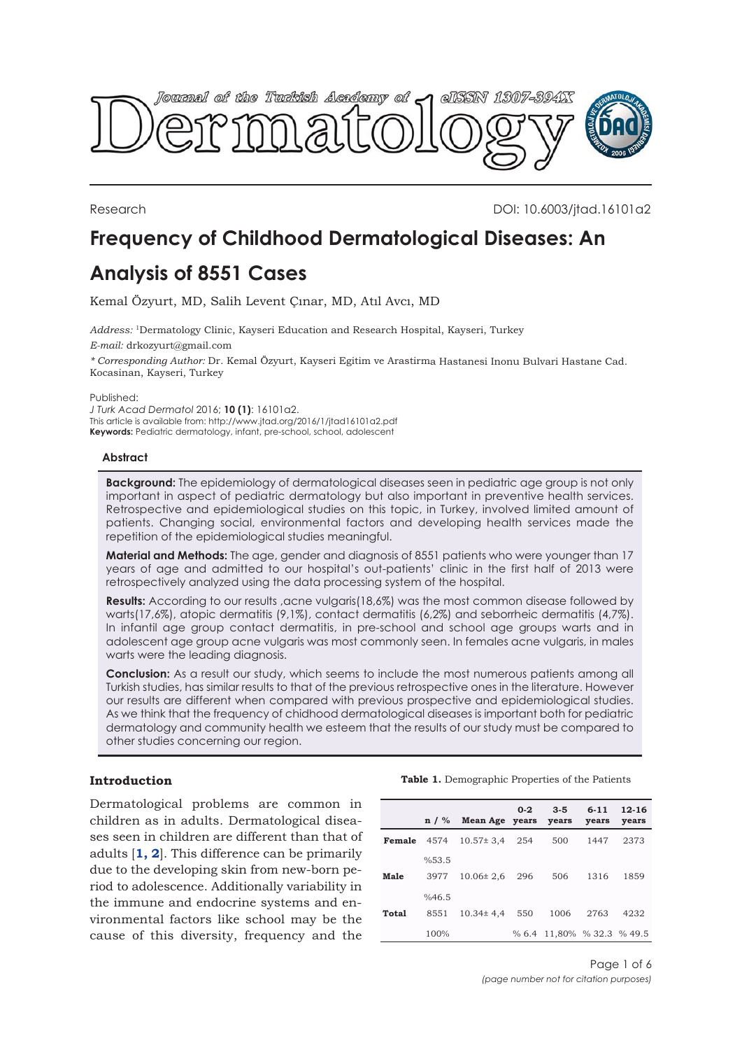Journal of the Turkish Academy of Dermatology eISSN 1307-394X

Research DOI: 10.6003/jtad.16101a2

# Frequency of Childhood Dermatological Diseases: An Analysis of 8551 Cases

Kemal Özyurt, MD, Salih Levent Çınar, MD, Atıl Avcı, MD

*Address:* [1]Dermatology Clinic, Kayseri Education and Research Hospital, Kayseri, Turkey

*E-mail:* drkozyurt@gmail.com

*\* Corresponding Author:* Dr. Kemal Özyurt, Kayseri Egitim ve Arastirma Hastanesi Inonu Bulvari Hastane Cad. Kocasinan, Kayseri, Turkey

Published:
*J Turk Acad Dermatol* 2016; **10 (1)**: 16101a2.
This article is available from: http://www.jtad.org/2016/1/jtad16101a2.pdf
**Keywords:** Pediatric dermatology, infant, pre-school, school, adolescent

## Abstract

**Background:** The epidemiology of dermatological diseases seen in pediatric age group is not only important in aspect of pediatric dermatology but also important in preventive health services. Retrospective and epidemiological studies on this topic, in Turkey, involved limited amount of patients. Changing social, environmental factors and developing health services made the repetition of the epidemiological studies meaningful.

**Material and Methods:** The age, gender and diagnosis of 8551 patients who were younger than 17 years of age and admitted to our hospital's out-patients' clinic in the first half of 2013 were retrospectively analyzed using the data processing system of the hospital.

**Results:** According to our results ,acne vulgaris(18,6%) was the most common disease followed by warts(17,6%), atopic dermatitis (9,1%), contact dermatitis (6,2%) and seborrheic dermatitis (4,7%). In infantil age group contact dermatitis, in pre-school and school age groups warts and in adolescent age group acne vulgaris was most commonly seen. In females acne vulgaris, in males warts were the leading diagnosis.

**Conclusion:** As a result our study, which seems to include the most numerous patients among all Turkish studies, has similar results to that of the previous retrospective ones in the literature. However our results are different when compared with previous prospective and epidemiological studies. As we think that the frequency of chidhood dermatological diseases is important both for pediatric dermatology and community health we esteem that the results of our study must be compared to other studies concerning our region.

## Introduction

Dermatological problems are common in children as in adults. Dermatological diseases seen in children are different than that of adults [1, 2]. This difference can be primarily due to the developing skin from new-born period to adolescence. Additionally variability in the immune and endocrine systems and environmental factors like school may be the cause of this diversity, frequency and the

**Table 1.** Demographic Properties of the Patients

| | n / % | Mean Age | 0-2 years | 3-5 years | 6-11 years | 12-16 years |
|---|---|---|---|---|---|---|
| **Female** | 4574 | 10.57± 3,4 | 254 | 500 | 1447 | 2373 |
| | %53.5 | | | | | |
| **Male** | 3977 | 10.06± 2,6 | 296 | 506 | 1316 | 1859 |
| | %46.5 | | | | | |
| **Total** | 8551 | 10.34± 4,4 | 550 | 1006 | 2763 | 4232 |
| | 100% | | % 6.4 | 11,80% | % 32.3 | % 49.5 |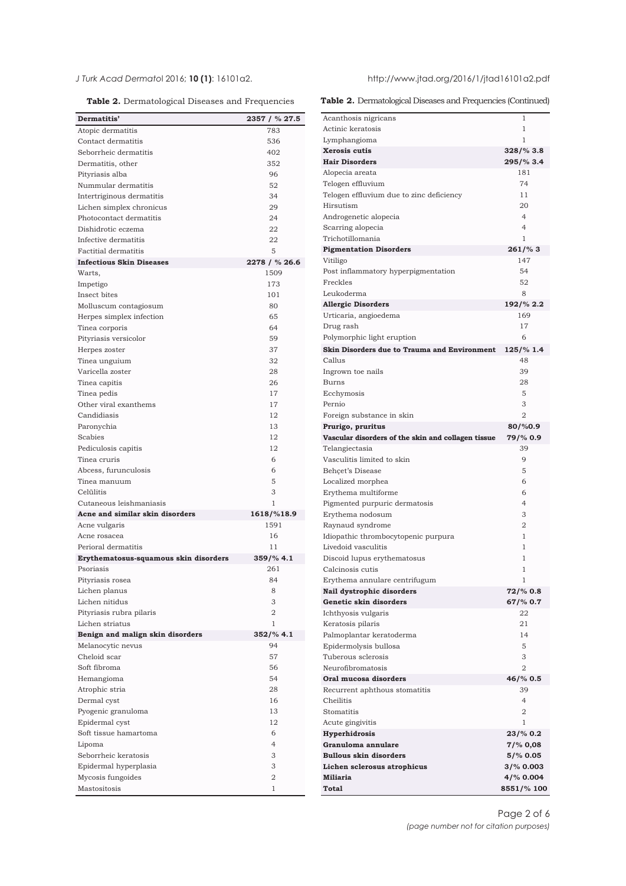**Table 2.** Dermatological Diseases and Frequencies

| **Dermatitis'** | **2357 / % 27.5** |
|---|---|
| Atopic dermatitis | 783 |
| Contact dermatitis | 536 |
| Seborrheic dermatitis | 402 |
| Dermatitis, other | 352 |
| Pityriasis alba | 96 |
| Nummular dermatitis | 52 |
| Intertriginous dermatitis | 34 |
| Lichen simplex chronicus | 29 |
| Photocontact dermatitis | 24 |
| Dishidrotic eczema | 22 |
| Infective dermatitis | 22 |
| Factitial dermatitis | 5 |
| **Infectious Skin Diseases** | **2278 / % 26.6** |
| Warts, | 1509 |
| Impetigo | 173 |
| Insect bites | 101 |
| Molluscum contagiosum | 80 |
| Herpes simplex infection | 65 |
| Tinea corporis | 64 |
| Pityriasis versicolor | 59 |
| Herpes zoster | 37 |
| Tinea unguium | 32 |
| Varicella zoster | 28 |
| Tinea capitis | 26 |
| Tinea pedis | 17 |
| Other viral exanthems | 17 |
| Candidiasis | 12 |
| Paronychia | 13 |
| Scabies | 12 |
| Pediculosis capitis | 12 |
| Tinea cruris | 6 |
| Abcess, furunculosis | 6 |
| Tinea manuum | 5 |
| Celülitis | 3 |
| Cutaneous leishmaniasis | 1 |
| **Acne and similar skin disorders** | **1618/%18.9** |
| Acne vulgaris | 1591 |
| Acne rosacea | 16 |
| Perioral dermatitis | 11 |
| **Erythematosus-squamous skin disorders** | **359/% 4.1** |
| Psoriasis | 261 |
| Pityriasis rosea | 84 |
| Lichen planus | 8 |
| Lichen nitidus | 3 |
| Pityriasis rubra pilaris | 2 |
| Lichen striatus | 1 |
| **Benign and malign skin disorders** | **352/% 4.1** |
| Melanocytic nevus | 94 |
| Cheloid scar | 57 |
| Soft fibroma | 56 |
| Hemangioma | 54 |
| Atrophic stria | 28 |
| Dermal cyst | 16 |
| Pyogenic granuloma | 13 |
| Epidermal cyst | 12 |
| Soft tissue hamartoma | 6 |
| Lipoma | 4 |
| Seborrheic keratosis | 3 |
| Epidermal hyperplasia | 3 |
| Mycosis fungoides | 2 |
| Mastositosis | 1 |

**Table 2.** Dermatological Diseases and Frequencies (Continued)

| | |
|---|---|
| Acanthosis nigricans | 1 |
| Actinic keratosis | 1 |
| Lymphangioma | 1 |
| **Xerosis cutis** | **328/% 3.8** |
| **Hair Disorders** | **295/% 3.4** |
| Alopecia areata | 181 |
| Telogen effluvium | 74 |
| Telogen effluvium due to zinc deficiency | 11 |
| Hirsutism | 20 |
| Androgenetic alopecia | 4 |
| Scarring alopecia | 4 |
| Trichotillomania | 1 |
| **Pigmentation Disorders** | **261/% 3** |
| Vitiligo | 147 |
| Post inflammatory hyperpigmentation | 54 |
| Freckles | 52 |
| Leukoderma | 8 |
| **Allergic Disorders** | **192/% 2.2** |
| Urticaria, angioedema | 169 |
| Drug rash | 17 |
| Polymorphic light eruption | 6 |
| **Skin Disorders due to Trauma and Environment** | **125/% 1.4** |
| Callus | 48 |
| Ingrown toe nails | 39 |
| Burns | 28 |
| Ecchymosis | 5 |
| Pernio | 3 |
| Foreign substance in skin | 2 |
| **Prurigo, pruritus** | **80/%0.9** |
| **Vascular disorders of the skin and collagen tissue** | **79/% 0.9** |
| Telangiectasia | 39 |
| Vasculitis limited to skin | 9 |
| Behçet's Disease | 5 |
| Localized morphea | 6 |
| Erythema multiforme | 6 |
| Pigmented purpuric dermatosis | 4 |
| Erythema nodosum | 3 |
| Raynaud syndrome | 2 |
| Idiopathic thrombocytopenic purpura | 1 |
| Livedoid vasculitis | 1 |
| Discoid lupus erythematosus | 1 |
| Calcinosis cutis | 1 |
| Erythema annulare centrifugum | 1 |
| **Nail dystrophic disorders** | **72/% 0.8** |
| **Genetic skin disorders** | **67/% 0.7** |
| Ichthyosis vulgaris | 22 |
| Keratosis pilaris | 21 |
| Palmoplantar keratoderma | 14 |
| Epidermolysis bullosa | 5 |
| Tuberous sclerosis | 3 |
| Neurofibromatosis | 2 |
| **Oral mucosa disorders** | **46/% 0.5** |
| Recurrent aphthous stomatitis | 39 |
| Cheilitis | 4 |
| Stomatitis | 2 |
| Acute gingivitis | 1 |
| **Hyperhidrosis** | **23/% 0.2** |
| **Granuloma annulare** | **7/% 0,08** |
| **Bullous skin disorders** | **5/% 0.05** |
| **Lichen sclerosus atrophicus** | **3/% 0.003** |
| **Miliaria** | **4/% 0.004** |
| **Total** | **8551/% 100** |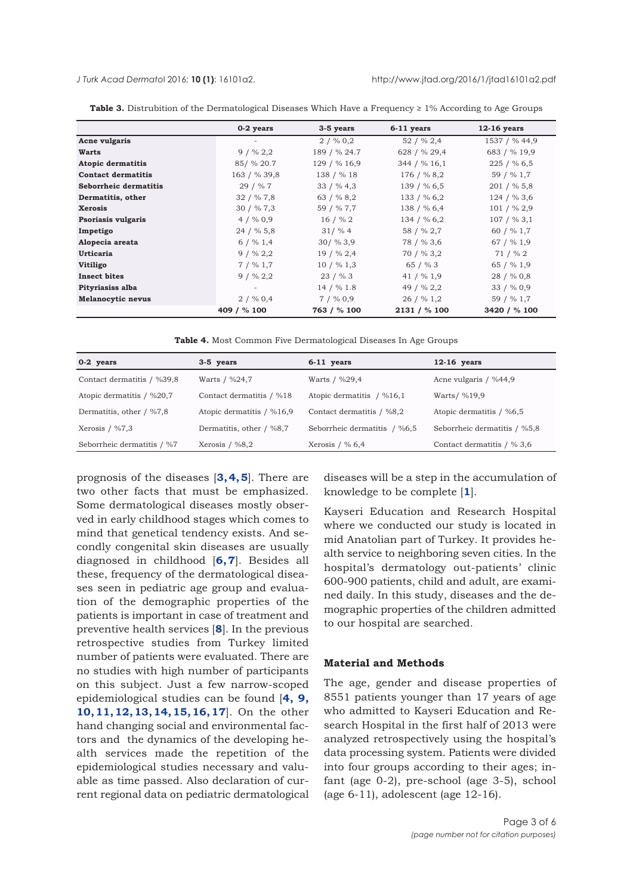**Table 3.** Distrubition of the Dermatological Diseases Which Have a Frequency ≥ 1% According to Age Groups

| | 0-2 years | 3-5 years | 6-11 years | 12-16 years |
|---|---|---|---|---|
| **Acne vulgaris** | - | 2 / % 0,2 | 52 / % 2,4 | 1537 / % 44,9 |
| **Warts** | 9 / % 2,2 | 189 / % 24.7 | 628 / % 29,4 | 683 / % 19,9 |
| **Atopic dermatitis** | 85/ % 20.7 | 129 / % 16,9 | 344 / % 16,1 | 225 / % 6,5 |
| **Contact dermatitis** | 163 / % 39,8 | 138 / % 18 | 176 / % 8,2 | 59 / % 1,7 |
| **Seborrheic dermatitis** | 29 / % 7 | 33 / % 4,3 | 139 / % 6,5 | 201 / % 5,8 |
| **Dermatitis, other** | 32 / % 7,8 | 63 / % 8,2 | 133 / % 6,2 | 124 / % 3,6 |
| **Xerosis** | 30 / % 7,3 | 59 / % 7,7 | 138 / % 6,4 | 101 / % 2,9 |
| **Psoriasis vulgaris** | 4 / % 0,9 | 16 / % 2 | 134 / % 6,2 | 107 / % 3,1 |
| **Impetigo** | 24 / % 5,8 | 31/ % 4 | 58 / % 2,7 | 60 / % 1,7 |
| **Alopecia areata** | 6 / % 1,4 | 30/ % 3,9 | 78 / % 3,6 | 67 / % 1,9 |
| **Urticaria** | 9 / % 2,2 | 19 / % 2,4 | 70 / % 3,2 | 71 / % 2 |
| **Vitiligo** | 7 / % 1,7 | 10 / % 1,3 | 65 / % 3 | 65 / % 1,9 |
| **Insect bites** | 9 / % 2,2 | 23 / % 3 | 41 / % 1,9 | 28 / % 0,8 |
| **Pityriasiss alba** | - | 14 / % 1.8 | 49 / % 2,2 | 33 / % 0,9 |
| **Melanocytic nevus** | 2 / % 0,4 | 7 / % 0,9 | 26 / % 1,2 | 59 / % 1,7 |
| | **409 / % 100** | **763 / % 100** | **2131 / % 100** | **3420 / % 100** |

**Table 4.** Most Common Five Dermatological Diseases In Age Groups

| 0-2 years | 3-5 years | 6-11 years | 12-16 years |
|---|---|---|---|
| Contact dermatitis / %39,8 | Warts / %24,7 | Warts / %29,4 | Acne vulgaris / %44,9 |
| Atopic dermatitis / %20,7 | Contact dermatitis / %18 | Atopic dermatitis / %16,1 | Warts/ %19,9 |
| Dermatitis, other / %7,8 | Atopic dermatitis / %16,9 | Contact dermatitis / %8,2 | Atopic dermatitis / %6,5 |
| Xerosis / %7,3 | Dermatitis, other / %8,7 | Seborrheic dermatitis / %6,5 | Seborrheic dermatitis / %5,8 |
| Seborrheic dermatitis / %7 | Xerosis / %8,2 | Xerosis / % 6,4 | Contact dermatitis / % 3,6 |

prognosis of the diseases [3, 4, 5]. There are two other facts that must be emphasized. Some dermatological diseases mostly observed in early childhood stages which comes to mind that genetical tendency exists. And secondly congenital skin diseases are usually diagnosed in childhood [6, 7]. Besides all these, frequency of the dermatological diseases seen in pediatric age group and evaluation of the demographic properties of the patients is important in case of treatment and preventive health services [8]. In the previous retrospective studies from Turkey limited number of patients were evaluated. There are no studies with high number of participants on this subject. Just a few narrow-scoped epidemiological studies can be found [4, 9, 10, 11, 12, 13, 14, 15, 16, 17]. On the other hand changing social and environmental factors and the dynamics of the developing health services made the repetition of the epidemiological studies necessary and valuable as time passed. Also declaration of current regional data on pediatric dermatological diseases will be a step in the accumulation of knowledge to be complete [1].

Kayseri Education and Research Hospital where we conducted our study is located in mid Anatolian part of Turkey. It provides health service to neighboring seven cities. In the hospital's dermatology out-patients' clinic 600-900 patients, child and adult, are examined daily. In this study, diseases and the demographic properties of the children admitted to our hospital are searched.

## Material and Methods

The age, gender and disease properties of 8551 patients younger than 17 years of age who admitted to Kayseri Education and Research Hospital in the first half of 2013 were analyzed retrospectively using the hospital's data processing system. Patients were divided into four groups according to their ages; infant (age 0-2), pre-school (age 3-5), school (age 6-11), adolescent (age 12-16).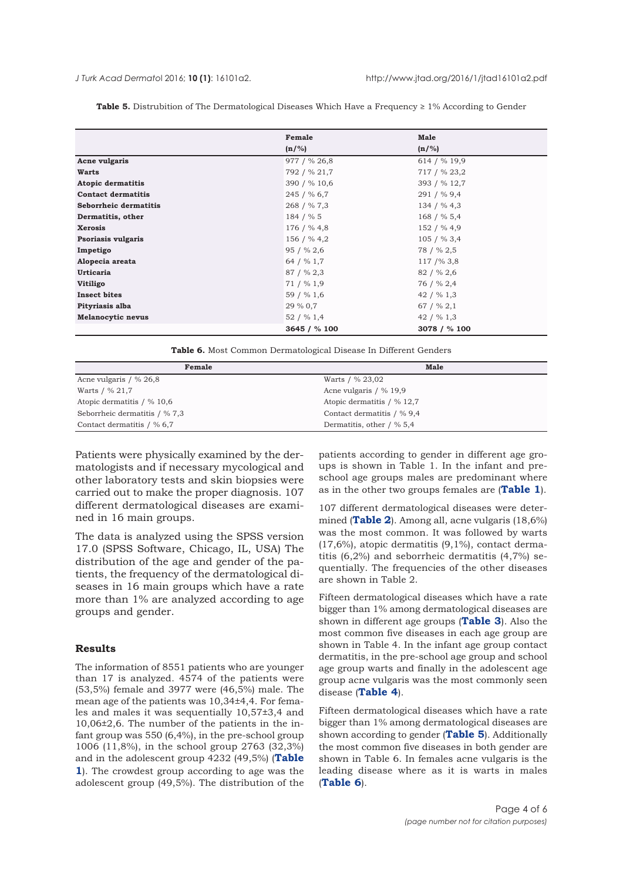**Table 5.** Distrubition of The Dermatological Diseases Which Have a Frequency ≥ 1% According to Gender

| | **Female** (n/%) | **Male** (n/%) |
|---|---|---|
| **Acne vulgaris** | 977 / % 26,8 | 614 / % 19,9 |
| **Warts** | 792 / % 21,7 | 717 / % 23,2 |
| **Atopic dermatitis** | 390 / % 10,6 | 393 / % 12,7 |
| **Contact dermatitis** | 245 / % 6,7 | 291 / % 9,4 |
| **Seborrheic dermatitis** | 268 / % 7,3 | 134 / % 4,3 |
| **Dermatitis, other** | 184 / % 5 | 168 / % 5,4 |
| **Xerosis** | 176 / % 4,8 | 152 / % 4,9 |
| **Psoriasis vulgaris** | 156 / % 4,2 | 105 / % 3,4 |
| **Impetigo** | 95 / % 2,6 | 78 / % 2,5 |
| **Alopecia areata** | 64 / % 1,7 | 117 /% 3,8 |
| **Urticaria** | 87 / % 2,3 | 82 / % 2,6 |
| **Vitiligo** | 71 / % 1,9 | 76 / % 2,4 |
| **Insect bites** | 59 / % 1,6 | 42 / % 1,3 |
| **Pityriasis alba** | 29 % 0,7 | 67 / % 2,1 |
| **Melanocytic nevus** | 52 / % 1,4 | 42 / % 1,3 |
| | **3645 / % 100** | **3078 / % 100** |

**Table 6.** Most Common Dermatological Disease In Different Genders

| **Female** | **Male** |
|---|---|
| Acne vulgaris / % 26,8 | Warts / % 23,02 |
| Warts / % 21,7 | Acne vulgaris / % 19,9 |
| Atopic dermatitis / % 10,6 | Atopic dermatitis / % 12,7 |
| Seborrheic dermatitis / % 7,3 | Contact dermatitis / % 9,4 |
| Contact dermatitis / % 6,7 | Dermatitis, other / % 5,4 |

Patients were physically examined by the dermatologists and if necessary mycological and other laboratory tests and skin biopsies were carried out to make the proper diagnosis. 107 different dermatological diseases are examined in 16 main groups.

The data is analyzed using the SPSS version 17.0 (SPSS Software, Chicago, IL, USA) The distribution of the age and gender of the patients, the frequency of the dermatological diseases in 16 main groups which have a rate more than 1% are analyzed according to age groups and gender.

## Results

The information of 8551 patients who are younger than 17 is analyzed. 4574 of the patients were (53,5%) female and 3977 were (46,5%) male. The mean age of the patients was 10,34±4,4. For females and males it was sequentially 10,57±3,4 and 10,06±2,6. The number of the patients in the infant group was 550 (6,4%), in the pre-school group 1006 (11,8%), in the school group 2763 (32,3%) and in the adolescent group 4232 (49,5%) (**Table 1**). The crowdest group according to age was the adolescent group (49,5%). The distribution of the patients according to gender in different age groups is shown in Table 1. In the infant and pre-school age groups males are predominant where as in the other two groups females are (**Table 1**).

107 different dermatological diseases were determined (**Table 2**). Among all, acne vulgaris (18,6%) was the most common. It was followed by warts (17,6%), atopic dermatitis (9,1%), contact dermatitis (6,2%) and seborrheic dermatitis (4,7%) sequentially. The frequencies of the other diseases are shown in Table 2.

Fifteen dermatological diseases which have a rate bigger than 1% among dermatological diseases are shown in different age groups (**Table 3**). Also the most common five diseases in each age group are shown in Table 4. In the infant age group contact dermatitis, in the pre-school age group and school age group warts and finally in the adolescent age group acne vulgaris was the most commonly seen disease (**Table 4**).

Fifteen dermatological diseases which have a rate bigger than 1% among dermatological diseases are shown according to gender (**Table 5**). Additionally the most common five diseases in both gender are shown in Table 6. In females acne vulgaris is the leading disease where as it is warts in males (**Table 6**).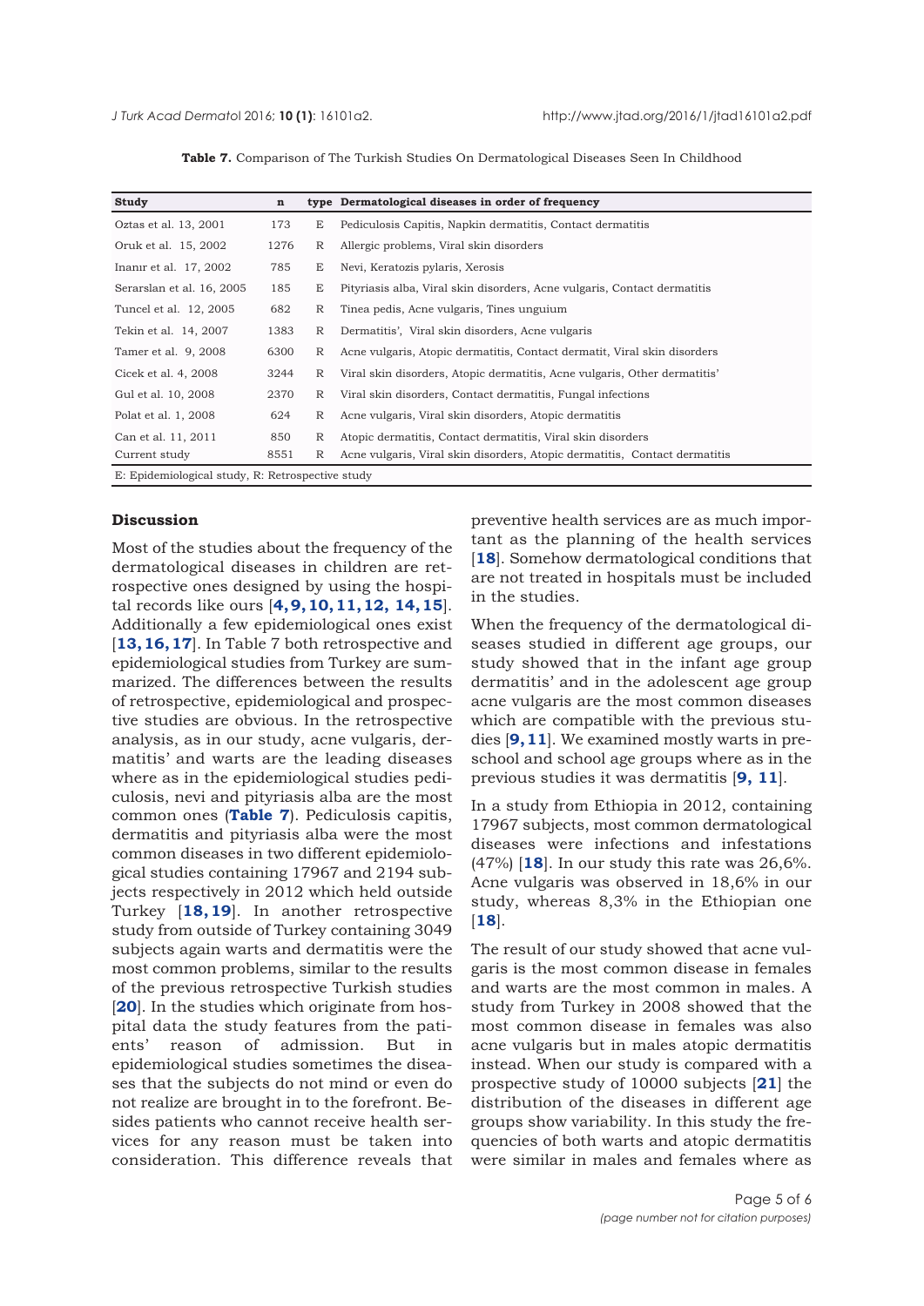**Table 7.** Comparison of The Turkish Studies On Dermatological Diseases Seen In Childhood

| Study | n | type | Dermatological diseases in order of frequency |
|---|---|---|---|
| Oztas et al. 13, 2001 | 173 | E | Pediculosis Capitis, Napkin dermatitis, Contact dermatitis |
| Oruk et al. 15, 2002 | 1276 | R | Allergic problems, Viral skin disorders |
| Inanır et al. 17, 2002 | 785 | E | Nevi, Keratozis pylaris, Xerosis |
| Serarslan et al. 16, 2005 | 185 | E | Pityriasis alba, Viral skin disorders, Acne vulgaris, Contact dermatitis |
| Tuncel et al. 12, 2005 | 682 | R | Tinea pedis, Acne vulgaris, Tines unguium |
| Tekin et al. 14, 2007 | 1383 | R | Dermatitis', Viral skin disorders, Acne vulgaris |
| Tamer et al. 9, 2008 | 6300 | R | Acne vulgaris, Atopic dermatitis, Contact dermatit, Viral skin disorders |
| Cicek et al. 4, 2008 | 3244 | R | Viral skin disorders, Atopic dermatitis, Acne vulgaris, Other dermatitis' |
| Gul et al. 10, 2008 | 2370 | R | Viral skin disorders, Contact dermatitis, Fungal infections |
| Polat et al. 1, 2008 | 624 | R | Acne vulgaris, Viral skin disorders, Atopic dermatitis |
| Can et al. 11, 2011 | 850 | R | Atopic dermatitis, Contact dermatitis, Viral skin disorders |
| Current study | 8551 | R | Acne vulgaris, Viral skin disorders, Atopic dermatitis, Contact dermatitis |

E: Epidemiological study, R: Retrospective study

## Discussion

Most of the studies about the frequency of the dermatological diseases in children are retrospective ones designed by using the hospital records like ours [**4, 9, 10, 11, 12, 14, 15**]. Additionally a few epidemiological ones exist [**13, 16, 17**]. In Table 7 both retrospective and epidemiological studies from Turkey are summarized. The differences between the results of retrospective, epidemiological and prospective studies are obvious. In the retrospective analysis, as in our study, acne vulgaris, dermatitis' and warts are the leading diseases where as in the epidemiological studies pediculosis, nevi and pityriasis alba are the most common ones (**Table 7**). Pediculosis capitis, dermatitis and pityriasis alba were the most common diseases in two different epidemiological studies containing 17967 and 2194 subjects respectively in 2012 which held outside Turkey [**18, 19**]. In another retrospective study from outside of Turkey containing 3049 subjects again warts and dermatitis were the most common problems, similar to the results of the previous retrospective Turkish studies [**20**]. In the studies which originate from hospital data the study features from the patients' reason of admission. But in epidemiological studies sometimes the diseases that the subjects do not mind or even do not realize are brought in to the forefront. Besides patients who cannot receive health services for any reason must be taken into consideration. This difference reveals that preventive health services are as much important as the planning of the health services [**18**]. Somehow dermatological conditions that are not treated in hospitals must be included in the studies.

When the frequency of the dermatological diseases studied in different age groups, our study showed that in the infant age group dermatitis' and in the adolescent age group acne vulgaris are the most common diseases which are compatible with the previous studies [**9, 11**]. We examined mostly warts in preschool and school age groups where as in the previous studies it was dermatitis [**9, 11**].

In a study from Ethiopia in 2012, containing 17967 subjects, most common dermatological diseases were infections and infestations (47%) [**18**]. In our study this rate was 26,6%. Acne vulgaris was observed in 18,6% in our study, whereas 8,3% in the Ethiopian one [**18**].

The result of our study showed that acne vulgaris is the most common disease in females and warts are the most common in males. A study from Turkey in 2008 showed that the most common disease in females was also acne vulgaris but in males atopic dermatitis instead. When our study is compared with a prospective study of 10000 subjects [**21**] the distribution of the diseases in different age groups show variability. In this study the frequencies of both warts and atopic dermatitis were similar in males and females where as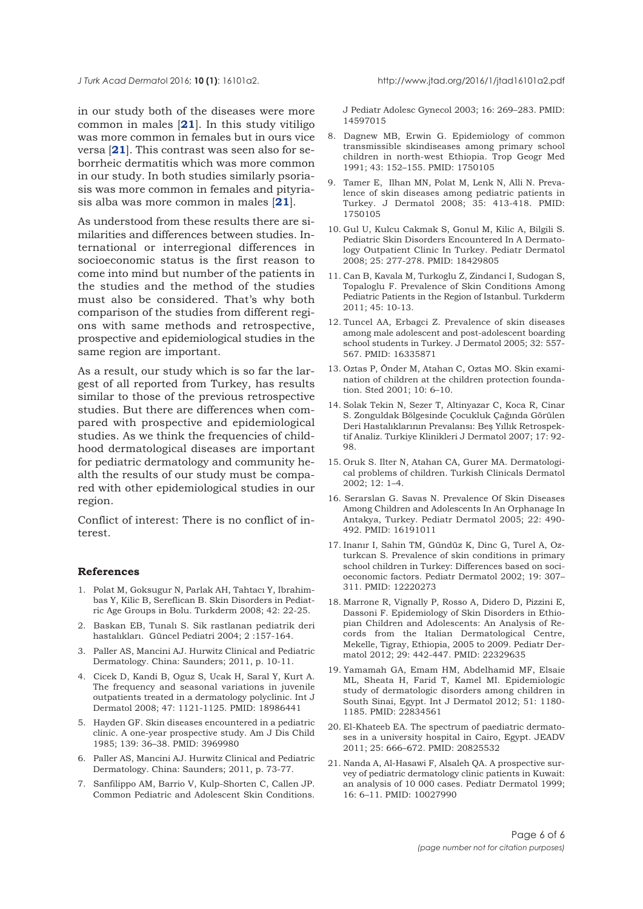in our study both of the diseases were more common in males [**21**]. In this study vitiligo was more common in females but in ours vice versa [**21**]. This contrast was seen also for seborrheic dermatitis which was more common in our study. In both studies similarly psoriasis was more common in females and pityriasis alba was more common in males [**21**].

As understood from these results there are similarities and differences between studies. International or interregional differences in socioeconomic status is the first reason to come into mind but number of the patients in the studies and the method of the studies must also be considered. That's why both comparison of the studies from different regions with same methods and retrospective, prospective and epidemiological studies in the same region are important.

As a result, our study which is so far the largest of all reported from Turkey, has results similar to those of the previous retrospective studies. But there are differences when compared with prospective and epidemiological studies. As we think the frequencies of childhood dermatological diseases are important for pediatric dermatology and community health the results of our study must be compared with other epidemiological studies in our region.

Conflict of interest: There is no conflict of interest.

## References

1. Polat M, Goksugur N, Parlak AH, Tahtacı Y, Ibrahimbas Y, Kilic B, Sereflican B. Skin Disorders in Pediatric Age Groups in Bolu. Turkderm 2008; 42: 22-25.
2. Baskan EB, Tunalı S. Sik rastlanan pediatrik deri hastalıkları. Güncel Pediatri 2004; 2 :157-164.
3. Paller AS, Mancini AJ. Hurwitz Clinical and Pediatric Dermatology. China: Saunders; 2011, p. 10-11.
4. Cicek D, Kandi B, Oguz S, Ucak H, Saral Y, Kurt A. The frequency and seasonal variations in juvenile outpatients treated in a dermatology polyclinic. Int J Dermatol 2008; 47: 1121-1125. PMID: 18986441
5. Hayden GF. Skin diseases encountered in a pediatric clinic. A one-year prospective study. Am J Dis Child 1985; 139: 36–38. PMID: 3969980
6. Paller AS, Mancini AJ. Hurwitz Clinical and Pediatric Dermatology. China: Saunders; 2011, p. 73-77.
7. Sanfilippo AM, Barrio V, Kulp-Shorten C, Callen JP. Common Pediatric and Adolescent Skin Conditions. J Pediatr Adolesc Gynecol 2003; 16: 269–283. PMID: 14597015
8. Dagnew MB, Erwin G. Epidemiology of common transmissible skindiseases among primary school children in north-west Ethiopia. Trop Geogr Med 1991; 43: 152–155. PMID: 1750105
9. Tamer E, Ilhan MN, Polat M, Lenk N, Alli N. Prevalence of skin diseases among pediatric patients in Turkey. J Dermatol 2008; 35: 413-418. PMID: 1750105
10. Gul U, Kulcu Cakmak S, Gonul M, Kilic A, Bilgili S. Pediatric Skin Disorders Encountered In A Dermatology Outpatient Clinic In Turkey. Pediatr Dermatol 2008; 25: 277-278. PMID: 18429805
11. Can B, Kavala M, Turkoglu Z, Zindanci I, Sudogan S, Topaloglu F. Prevalence of Skin Conditions Among Pediatric Patients in the Region of Istanbul. Turkderm 2011; 45: 10-13.
12. Tuncel AA, Erbagci Z. Prevalence of skin diseases among male adolescent and post-adolescent boarding school students in Turkey. J Dermatol 2005; 32: 557-567. PMID: 16335871
13. Oztas P, Önder M, Atahan C, Oztas MO. Skin examination of children at the children protection foundation. Sted 2001; 10: 6–10.
14. Solak Tekin N, Sezer T, Altinyazar C, Koca R, Cinar S. Zonguldak Bölgesinde Çocukluk Çağında Görülen Deri Hastalıklarının Prevalansı: Beş Yıllık Retrospektif Analiz. Turkiye Klinikleri J Dermatol 2007; 17: 92-98.
15. Oruk S. Ilter N, Atahan CA, Gurer MA. Dermatological problems of children. Turkish Clinicals Dermatol 2002; 12: 1–4.
16. Serarslan G. Savas N. Prevalence Of Skin Diseases Among Children and Adolescents In An Orphanage In Antakya, Turkey. Pediatr Dermatol 2005; 22: 490-492. PMID: 16191011
17. Inanır I, Sahin TM, Gündüz K, Dinc G, Turel A, Ozturkcan S. Prevalence of skin conditions in primary school children in Turkey: Differences based on socioeconomic factors. Pediatr Dermatol 2002; 19: 307–311. PMID: 12220273
18. Marrone R, Vignally P, Rosso A, Didero D, Pizzini E, Dassoni F. Epidemiology of Skin Disorders in Ethiopian Children and Adolescents: An Analysis of Records from the Italian Dermatological Centre, Mekelle, Tigray, Ethiopia, 2005 to 2009. Pediatr Dermatol 2012; 29: 442-447. PMID: 22329635
19. Yamamah GA, Emam HM, Abdelhamid MF, Elsaie ML, Sheata H, Farid T, Kamel MI. Epidemiologic study of dermatologic disorders among children in South Sinai, Egypt. Int J Dermatol 2012; 51: 1180-1185. PMID: 22834561
20. El-Khateeb EA. The spectrum of paediatric dermatoses in a university hospital in Cairo, Egypt. JEADV 2011; 25: 666–672. PMID: 20825532
21. Nanda A, Al-Hasawi F, Alsaleh QA. A prospective survey of pediatric dermatology clinic patients in Kuwait: an analysis of 10 000 cases. Pediatr Dermatol 1999; 16: 6–11. PMID: 10027990